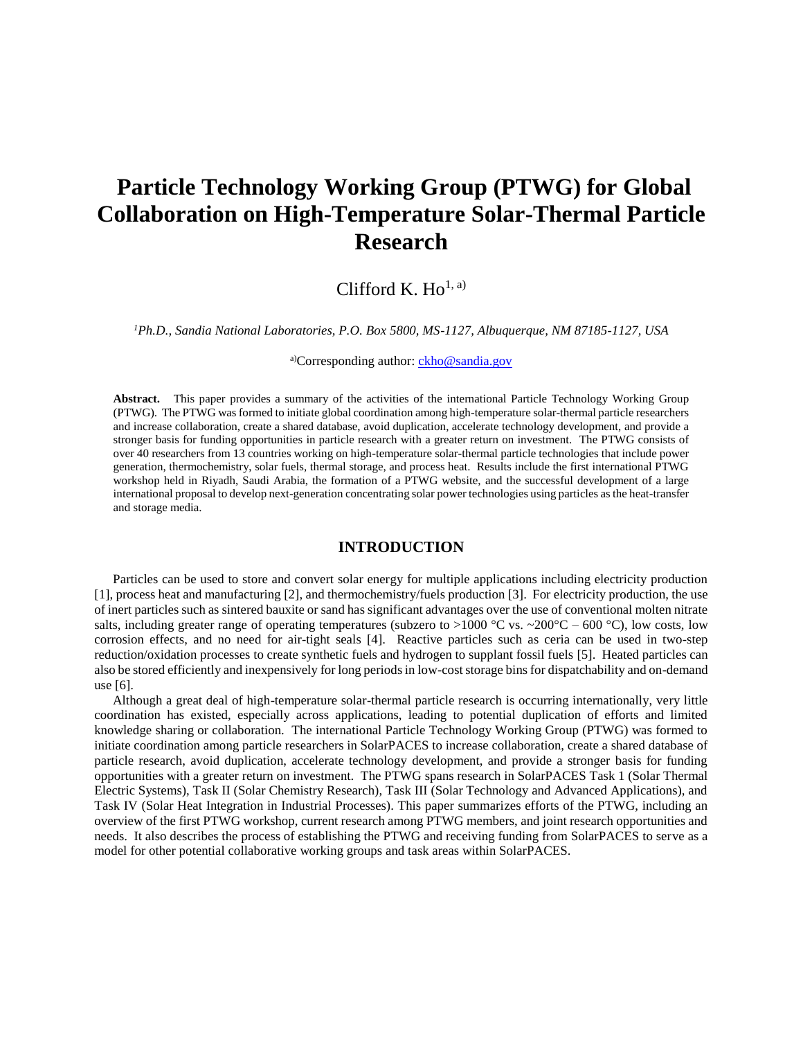# Particle Technology Working Group (PTWG) for Global Collaboration on High-Temperature Solar-Thermal Particle Research

Clifford K. Ho[1, a)]

*[1]Ph.D., Sandia National Laboratories, P.O. Box 5800, MS-1127, Albuquerque, NM 87185-1127, USA*

[a)]Corresponding author: ckho@sandia.gov

**Abstract.** This paper provides a summary of the activities of the international Particle Technology Working Group (PTWG). The PTWG was formed to initiate global coordination among high-temperature solar-thermal particle researchers and increase collaboration, create a shared database, avoid duplication, accelerate technology development, and provide a stronger basis for funding opportunities in particle research with a greater return on investment. The PTWG consists of over 40 researchers from 13 countries working on high-temperature solar-thermal particle technologies that include power generation, thermochemistry, solar fuels, thermal storage, and process heat. Results include the first international PTWG workshop held in Riyadh, Saudi Arabia, the formation of a PTWG website, and the successful development of a large international proposal to develop next-generation concentrating solar power technologies using particles as the heat-transfer and storage media.

## INTRODUCTION

Particles can be used to store and convert solar energy for multiple applications including electricity production [1], process heat and manufacturing [2], and thermochemistry/fuels production [3]. For electricity production, the use of inert particles such as sintered bauxite or sand has significant advantages over the use of conventional molten nitrate salts, including greater range of operating temperatures (subzero to >1000 °C vs. ~200°C – 600 °C), low costs, low corrosion effects, and no need for air-tight seals [4]. Reactive particles such as ceria can be used in two-step reduction/oxidation processes to create synthetic fuels and hydrogen to supplant fossil fuels [5]. Heated particles can also be stored efficiently and inexpensively for long periods in low-cost storage bins for dispatchability and on-demand use [6].

Although a great deal of high-temperature solar-thermal particle research is occurring internationally, very little coordination has existed, especially across applications, leading to potential duplication of efforts and limited knowledge sharing or collaboration. The international Particle Technology Working Group (PTWG) was formed to initiate coordination among particle researchers in SolarPACES to increase collaboration, create a shared database of particle research, avoid duplication, accelerate technology development, and provide a stronger basis for funding opportunities with a greater return on investment. The PTWG spans research in SolarPACES Task 1 (Solar Thermal Electric Systems), Task II (Solar Chemistry Research), Task III (Solar Technology and Advanced Applications), and Task IV (Solar Heat Integration in Industrial Processes). This paper summarizes efforts of the PTWG, including an overview of the first PTWG workshop, current research among PTWG members, and joint research opportunities and needs. It also describes the process of establishing the PTWG and receiving funding from SolarPACES to serve as a model for other potential collaborative working groups and task areas within SolarPACES.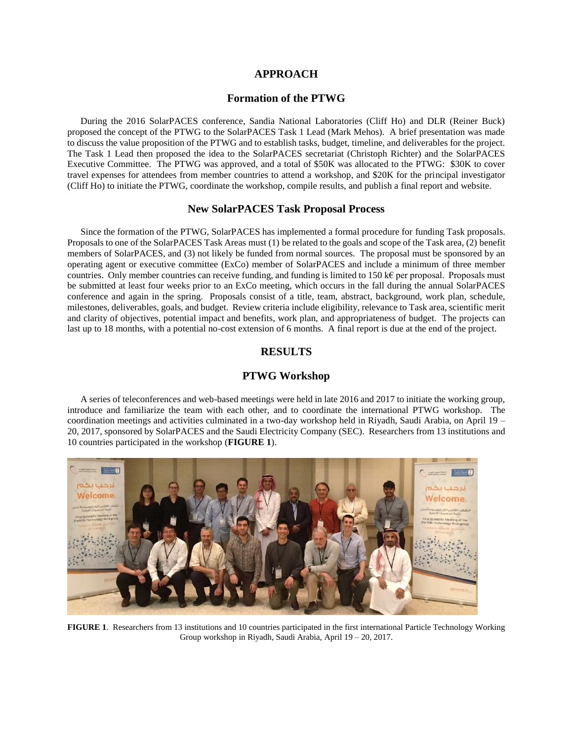# APPROACH

## Formation of the PTWG

During the 2016 SolarPACES conference, Sandia National Laboratories (Cliff Ho) and DLR (Reiner Buck) proposed the concept of the PTWG to the SolarPACES Task 1 Lead (Mark Mehos). A brief presentation was made to discuss the value proposition of the PTWG and to establish tasks, budget, timeline, and deliverables for the project. The Task 1 Lead then proposed the idea to the SolarPACES secretariat (Christoph Richter) and the SolarPACES Executive Committee. The PTWG was approved, and a total of $50K was allocated to the PTWG: $30K to cover travel expenses for attendees from member countries to attend a workshop, and $20K for the principal investigator (Cliff Ho) to initiate the PTWG, coordinate the workshop, compile results, and publish a final report and website.

## New SolarPACES Task Proposal Process

Since the formation of the PTWG, SolarPACES has implemented a formal procedure for funding Task proposals. Proposals to one of the SolarPACES Task Areas must (1) be related to the goals and scope of the Task area, (2) benefit members of SolarPACES, and (3) not likely be funded from normal sources. The proposal must be sponsored by an operating agent or executive committee (ExCo) member of SolarPACES and include a minimum of three member countries. Only member countries can receive funding, and funding is limited to 150 k€ per proposal. Proposals must be submitted at least four weeks prior to an ExCo meeting, which occurs in the fall during the annual SolarPACES conference and again in the spring. Proposals consist of a title, team, abstract, background, work plan, schedule, milestones, deliverables, goals, and budget. Review criteria include eligibility, relevance to Task area, scientific merit and clarity of objectives, potential impact and benefits, work plan, and appropriateness of budget. The projects can last up to 18 months, with a potential no-cost extension of 6 months. A final report is due at the end of the project.

# RESULTS

## PTWG Workshop

A series of teleconferences and web-based meetings were held in late 2016 and 2017 to initiate the working group, introduce and familiarize the team with each other, and to coordinate the international PTWG workshop. The coordination meetings and activities culminated in a two-day workshop held in Riyadh, Saudi Arabia, on April 19 – 20, 2017, sponsored by SolarPACES and the Saudi Electricity Company (SEC). Researchers from 13 institutions and 10 countries participated in the workshop (**FIGURE 1**).

**FIGURE 1**. Researchers from 13 institutions and 10 countries participated in the first international Particle Technology Working Group workshop in Riyadh, Saudi Arabia, April 19 – 20, 2017.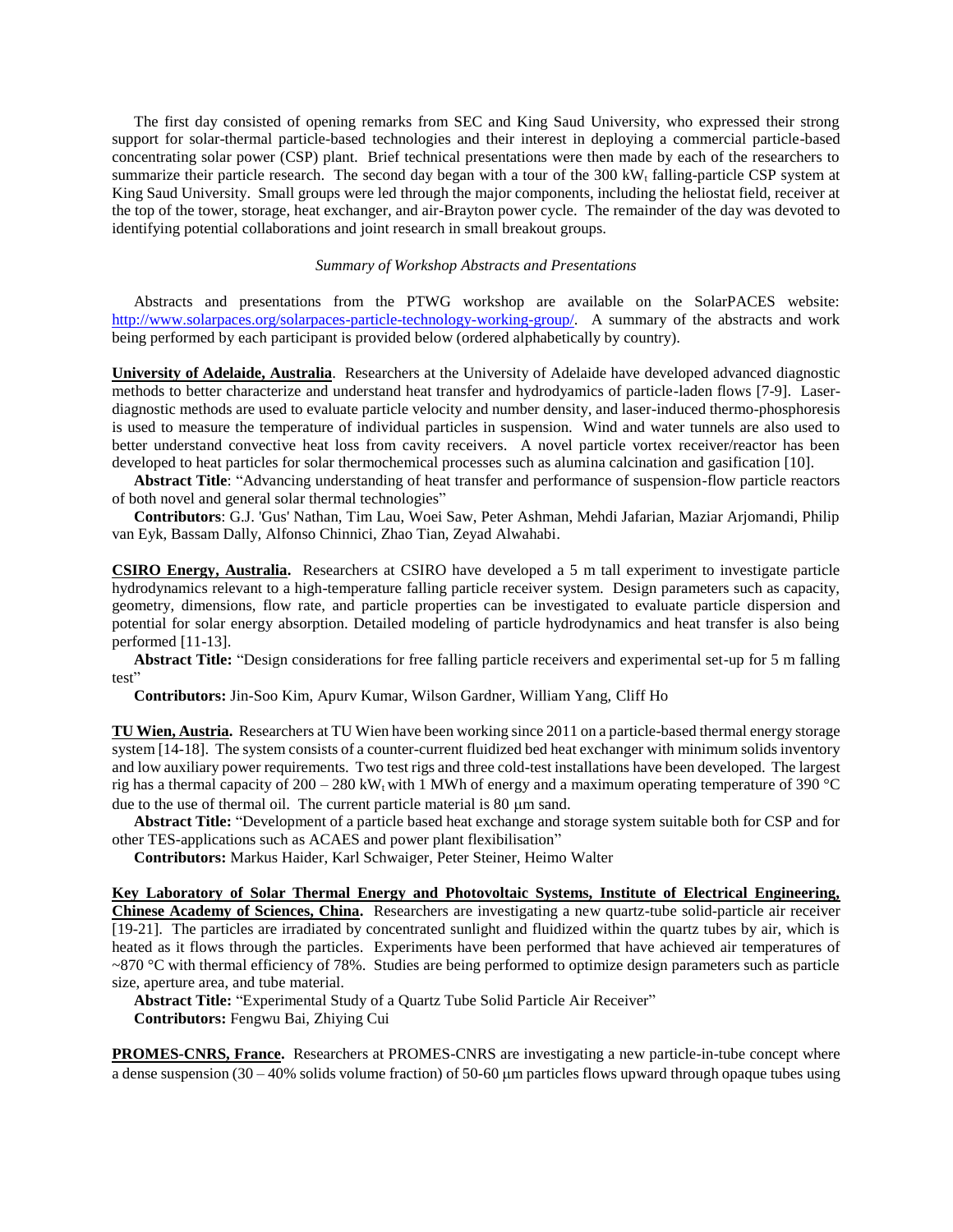The first day consisted of opening remarks from SEC and King Saud University, who expressed their strong support for solar-thermal particle-based technologies and their interest in deploying a commercial particle-based concentrating solar power (CSP) plant. Brief technical presentations were then made by each of the researchers to summarize their particle research. The second day began with a tour of the 300 $kW_t$ falling-particle CSP system at King Saud University. Small groups were led through the major components, including the heliostat field, receiver at the top of the tower, storage, heat exchanger, and air-Brayton power cycle. The remainder of the day was devoted to identifying potential collaborations and joint research in small breakout groups.

*Summary of Workshop Abstracts and Presentations*

Abstracts and presentations from the PTWG workshop are available on the SolarPACES website: http://www.solarpaces.org/solarpaces-particle-technology-working-group/. A summary of the abstracts and work being performed by each participant is provided below (ordered alphabetically by country).

**University of Adelaide, Australia**. Researchers at the University of Adelaide have developed advanced diagnostic methods to better characterize and understand heat transfer and hydrodyamics of particle-laden flows [7-9]. Laser-diagnostic methods are used to evaluate particle velocity and number density, and laser-induced thermo-phosphoresis is used to measure the temperature of individual particles in suspension. Wind and water tunnels are also used to better understand convective heat loss from cavity receivers. A novel particle vortex receiver/reactor has been developed to heat particles for solar thermochemical processes such as alumina calcination and gasification [10].

**Abstract Title**: "Advancing understanding of heat transfer and performance of suspension-flow particle reactors of both novel and general solar thermal technologies"

**Contributors**: G.J. 'Gus' Nathan, Tim Lau, Woei Saw, Peter Ashman, Mehdi Jafarian, Maziar Arjomandi, Philip van Eyk, Bassam Dally, Alfonso Chinnici, Zhao Tian, Zeyad Alwahabi.

**CSIRO Energy, Australia.** Researchers at CSIRO have developed a 5 m tall experiment to investigate particle hydrodynamics relevant to a high-temperature falling particle receiver system. Design parameters such as capacity, geometry, dimensions, flow rate, and particle properties can be investigated to evaluate particle dispersion and potential for solar energy absorption. Detailed modeling of particle hydrodynamics and heat transfer is also being performed [11-13].

**Abstract Title:** "Design considerations for free falling particle receivers and experimental set-up for 5 m falling test"

**Contributors:** Jin-Soo Kim, Apurv Kumar, Wilson Gardner, William Yang, Cliff Ho

**TU Wien, Austria.** Researchers at TU Wien have been working since 2011 on a particle-based thermal energy storage system [14-18]. The system consists of a counter-current fluidized bed heat exchanger with minimum solids inventory and low auxiliary power requirements. Two test rigs and three cold-test installations have been developed. The largest rig has a thermal capacity of 200 – 280 $kW_t$ with 1 MWh of energy and a maximum operating temperature of 390 °C due to the use of thermal oil. The current particle material is 80 μm sand.

**Abstract Title:** "Development of a particle based heat exchange and storage system suitable both for CSP and for other TES-applications such as ACAES and power plant flexibilisation"

**Contributors:** Markus Haider, Karl Schwaiger, Peter Steiner, Heimo Walter

**Key Laboratory of Solar Thermal Energy and Photovoltaic Systems, Institute of Electrical Engineering, Chinese Academy of Sciences, China.** Researchers are investigating a new quartz-tube solid-particle air receiver [19-21]. The particles are irradiated by concentrated sunlight and fluidized within the quartz tubes by air, which is heated as it flows through the particles. Experiments have been performed that have achieved air temperatures of ~870 °C with thermal efficiency of 78%. Studies are being performed to optimize design parameters such as particle size, aperture area, and tube material.

**Abstract Title:** "Experimental Study of a Quartz Tube Solid Particle Air Receiver"

**Contributors:** Fengwu Bai, Zhiying Cui

**PROMES-CNRS, France.** Researchers at PROMES-CNRS are investigating a new particle-in-tube concept where a dense suspension (30 – 40% solids volume fraction) of 50-60 μm particles flows upward through opaque tubes using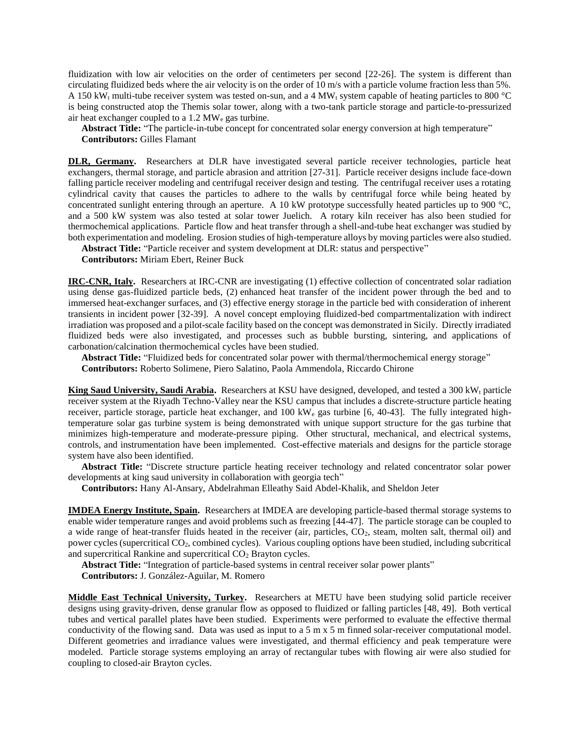fluidization with low air velocities on the order of centimeters per second [22-26]. The system is different than circulating fluidized beds where the air velocity is on the order of 10 m/s with a particle volume fraction less than 5%. A 150 $kW_t$ multi-tube receiver system was tested on-sun, and a 4 $MW_t$ system capable of heating particles to 800 °C is being constructed atop the Themis solar tower, along with a two-tank particle storage and particle-to-pressurized air heat exchanger coupled to a 1.2 $MW_e$ gas turbine.

**Abstract Title:** "The particle-in-tube concept for concentrated solar energy conversion at high temperature"
**Contributors:** Gilles Flamant

**DLR, Germany.** Researchers at DLR have investigated several particle receiver technologies, particle heat exchangers, thermal storage, and particle abrasion and attrition [27-31]. Particle receiver designs include face-down falling particle receiver modeling and centrifugal receiver design and testing. The centrifugal receiver uses a rotating cylindrical cavity that causes the particles to adhere to the walls by centrifugal force while being heated by concentrated sunlight entering through an aperture. A 10 kW prototype successfully heated particles up to 900 °C, and a 500 kW system was also tested at solar tower Juelich. A rotary kiln receiver has also been studied for thermochemical applications. Particle flow and heat transfer through a shell-and-tube heat exchanger was studied by both experimentation and modeling. Erosion studies of high-temperature alloys by moving particles were also studied.

**Abstract Title:** "Particle receiver and system development at DLR: status and perspective"
**Contributors:** Miriam Ebert, Reiner Buck

**IRC-CNR, Italy.** Researchers at IRC-CNR are investigating (1) effective collection of concentrated solar radiation using dense gas-fluidized particle beds, (2) enhanced heat transfer of the incident power through the bed and to immersed heat-exchanger surfaces, and (3) effective energy storage in the particle bed with consideration of inherent transients in incident power [32-39]. A novel concept employing fluidized-bed compartmentalization with indirect irradiation was proposed and a pilot-scale facility based on the concept was demonstrated in Sicily. Directly irradiated fluidized beds were also investigated, and processes such as bubble bursting, sintering, and applications of carbonation/calcination thermochemical cycles have been studied.

**Abstract Title:** "Fluidized beds for concentrated solar power with thermal/thermochemical energy storage"
**Contributors:** Roberto Solimene, Piero Salatino, Paola Ammendola, Riccardo Chirone

**King Saud University, Saudi Arabia.** Researchers at KSU have designed, developed, and tested a 300 $kW_t$ particle receiver system at the Riyadh Techno-Valley near the KSU campus that includes a discrete-structure particle heating receiver, particle storage, particle heat exchanger, and 100 $kW_e$ gas turbine [6, 40-43]. The fully integrated high-temperature solar gas turbine system is being demonstrated with unique support structure for the gas turbine that minimizes high-temperature and moderate-pressure piping. Other structural, mechanical, and electrical systems, controls, and instrumentation have been implemented. Cost-effective materials and designs for the particle storage system have also been identified.

**Abstract Title:** "Discrete structure particle heating receiver technology and related concentrator solar power developments at king saud university in collaboration with georgia tech"
**Contributors:** Hany Al-Ansary, Abdelrahman Elleathy Said Abdel-Khalik, and Sheldon Jeter

**IMDEA Energy Institute, Spain.** Researchers at IMDEA are developing particle-based thermal storage systems to enable wider temperature ranges and avoid problems such as freezing [44-47]. The particle storage can be coupled to a wide range of heat-transfer fluids heated in the receiver (air, particles, $CO_2$, steam, molten salt, thermal oil) and power cycles (supercritical $CO_2$, combined cycles). Various coupling options have been studied, including subcritical and supercritical Rankine and supercritical $CO_2$ Brayton cycles.

**Abstract Title:** "Integration of particle-based systems in central receiver solar power plants"
**Contributors:** J. González-Aguilar, M. Romero

**Middle East Technical University, Turkey.** Researchers at METU have been studying solid particle receiver designs using gravity-driven, dense granular flow as opposed to fluidized or falling particles [48, 49]. Both vertical tubes and vertical parallel plates have been studied. Experiments were performed to evaluate the effective thermal conductivity of the flowing sand. Data was used as input to a 5 m x 5 m finned solar-receiver computational model. Different geometries and irradiance values were investigated, and thermal efficiency and peak temperature were modeled. Particle storage systems employing an array of rectangular tubes with flowing air were also studied for coupling to closed-air Brayton cycles.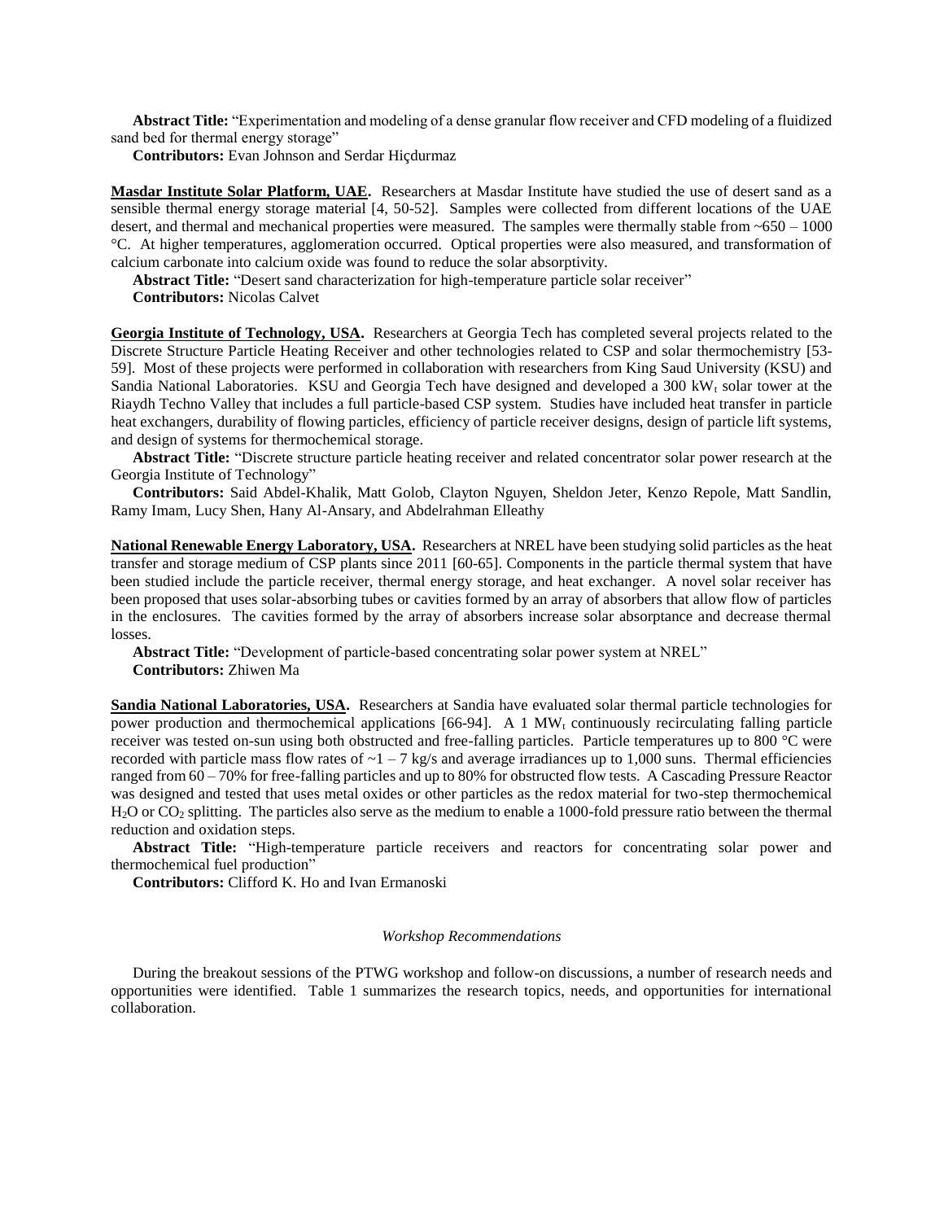**Abstract Title:** "Experimentation and modeling of a dense granular flow receiver and CFD modeling of a fluidized sand bed for thermal energy storage"

**Contributors:** Evan Johnson and Serdar Hiçdurmaz

**Masdar Institute Solar Platform, UAE.** Researchers at Masdar Institute have studied the use of desert sand as a sensible thermal energy storage material [4, 50-52]. Samples were collected from different locations of the UAE desert, and thermal and mechanical properties were measured. The samples were thermally stable from ~650 – 1000 °C. At higher temperatures, agglomeration occurred. Optical properties were also measured, and transformation of calcium carbonate into calcium oxide was found to reduce the solar absorptivity.

**Abstract Title:** "Desert sand characterization for high-temperature particle solar receiver"

**Contributors:** Nicolas Calvet

**Georgia Institute of Technology, USA.** Researchers at Georgia Tech has completed several projects related to the Discrete Structure Particle Heating Receiver and other technologies related to CSP and solar thermochemistry [53-59]. Most of these projects were performed in collaboration with researchers from King Saud University (KSU) and Sandia National Laboratories. KSU and Georgia Tech have designed and developed a 300 $kW_t$ solar tower at the Riaydh Techno Valley that includes a full particle-based CSP system. Studies have included heat transfer in particle heat exchangers, durability of flowing particles, efficiency of particle receiver designs, design of particle lift systems, and design of systems for thermochemical storage.

**Abstract Title:** "Discrete structure particle heating receiver and related concentrator solar power research at the Georgia Institute of Technology"

**Contributors:** Said Abdel-Khalik, Matt Golob, Clayton Nguyen, Sheldon Jeter, Kenzo Repole, Matt Sandlin, Ramy Imam, Lucy Shen, Hany Al-Ansary, and Abdelrahman Elleathy

**National Renewable Energy Laboratory, USA.** Researchers at NREL have been studying solid particles as the heat transfer and storage medium of CSP plants since 2011 [60-65]. Components in the particle thermal system that have been studied include the particle receiver, thermal energy storage, and heat exchanger. A novel solar receiver has been proposed that uses solar-absorbing tubes or cavities formed by an array of absorbers that allow flow of particles in the enclosures. The cavities formed by the array of absorbers increase solar absorptance and decrease thermal losses.

**Abstract Title:** "Development of particle-based concentrating solar power system at NREL"

**Contributors:** Zhiwen Ma

**Sandia National Laboratories, USA.** Researchers at Sandia have evaluated solar thermal particle technologies for power production and thermochemical applications [66-94]. A 1 $MW_t$ continuously recirculating falling particle receiver was tested on-sun using both obstructed and free-falling particles. Particle temperatures up to 800 °C were recorded with particle mass flow rates of ~1 – 7 kg/s and average irradiances up to 1,000 suns. Thermal efficiencies ranged from 60 – 70% for free-falling particles and up to 80% for obstructed flow tests. A Cascading Pressure Reactor was designed and tested that uses metal oxides or other particles as the redox material for two-step thermochemical $H_2O$ or $CO_2$ splitting. The particles also serve as the medium to enable a 1000-fold pressure ratio between the thermal reduction and oxidation steps.

**Abstract Title:** "High-temperature particle receivers and reactors for concentrating solar power and thermochemical fuel production"

**Contributors:** Clifford K. Ho and Ivan Ermanoski

*Workshop Recommendations*

During the breakout sessions of the PTWG workshop and follow-on discussions, a number of research needs and opportunities were identified. Table 1 summarizes the research topics, needs, and opportunities for international collaboration.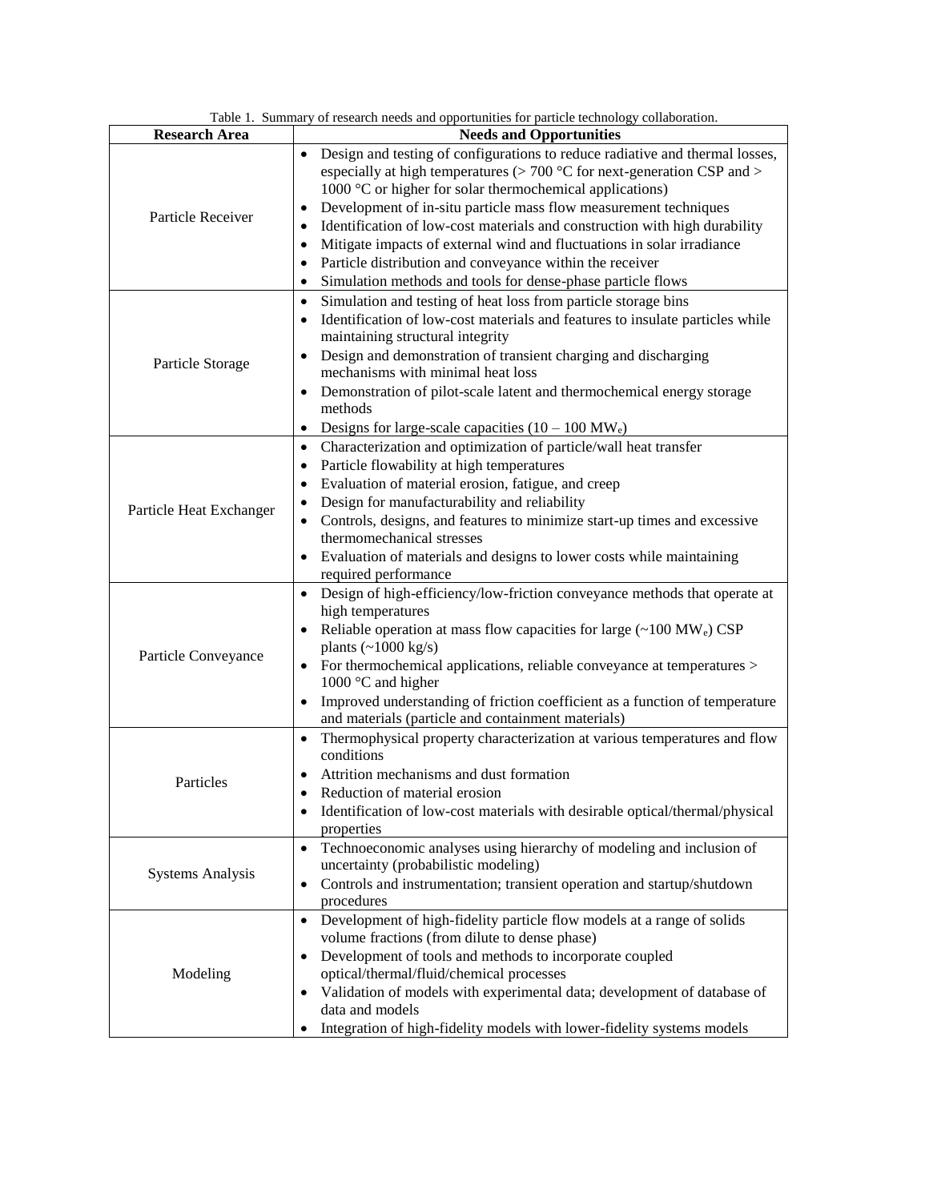Table 1. Summary of research needs and opportunities for particle technology collaboration.

| Research Area | Needs and Opportunities |
|---|---|
| Particle Receiver | • Design and testing of configurations to reduce radiative and thermal losses, especially at high temperatures (> 700 °C for next-generation CSP and > 1000 °C or higher for solar thermochemical applications)<br>• Development of in-situ particle mass flow measurement techniques<br>• Identification of low-cost materials and construction with high durability<br>• Mitigate impacts of external wind and fluctuations in solar irradiance<br>• Particle distribution and conveyance within the receiver<br>• Simulation methods and tools for dense-phase particle flows |
| Particle Storage | • Simulation and testing of heat loss from particle storage bins<br>• Identification of low-cost materials and features to insulate particles while maintaining structural integrity<br>• Design and demonstration of transient charging and discharging mechanisms with minimal heat loss<br>• Demonstration of pilot-scale latent and thermochemical energy storage methods<br>• Designs for large-scale capacities (10 – 100 $MW_e$) |
| Particle Heat Exchanger | • Characterization and optimization of particle/wall heat transfer<br>• Particle flowability at high temperatures<br>• Evaluation of material erosion, fatigue, and creep<br>• Design for manufacturability and reliability<br>• Controls, designs, and features to minimize start-up times and excessive thermomechanical stresses<br>• Evaluation of materials and designs to lower costs while maintaining required performance |
| Particle Conveyance | • Design of high-efficiency/low-friction conveyance methods that operate at high temperatures<br>• Reliable operation at mass flow capacities for large (~100 $MW_e$) CSP plants (~1000 kg/s)<br>• For thermochemical applications, reliable conveyance at temperatures > 1000 °C and higher<br>• Improved understanding of friction coefficient as a function of temperature and materials (particle and containment materials) |
| Particles | • Thermophysical property characterization at various temperatures and flow conditions<br>• Attrition mechanisms and dust formation<br>• Reduction of material erosion<br>• Identification of low-cost materials with desirable optical/thermal/physical properties |
| Systems Analysis | • Technoeconomic analyses using hierarchy of modeling and inclusion of uncertainty (probabilistic modeling)<br>• Controls and instrumentation; transient operation and startup/shutdown procedures |
| Modeling | • Development of high-fidelity particle flow models at a range of solids volume fractions (from dilute to dense phase)<br>• Development of tools and methods to incorporate coupled optical/thermal/fluid/chemical processes<br>• Validation of models with experimental data; development of database of data and models<br>• Integration of high-fidelity models with lower-fidelity systems models |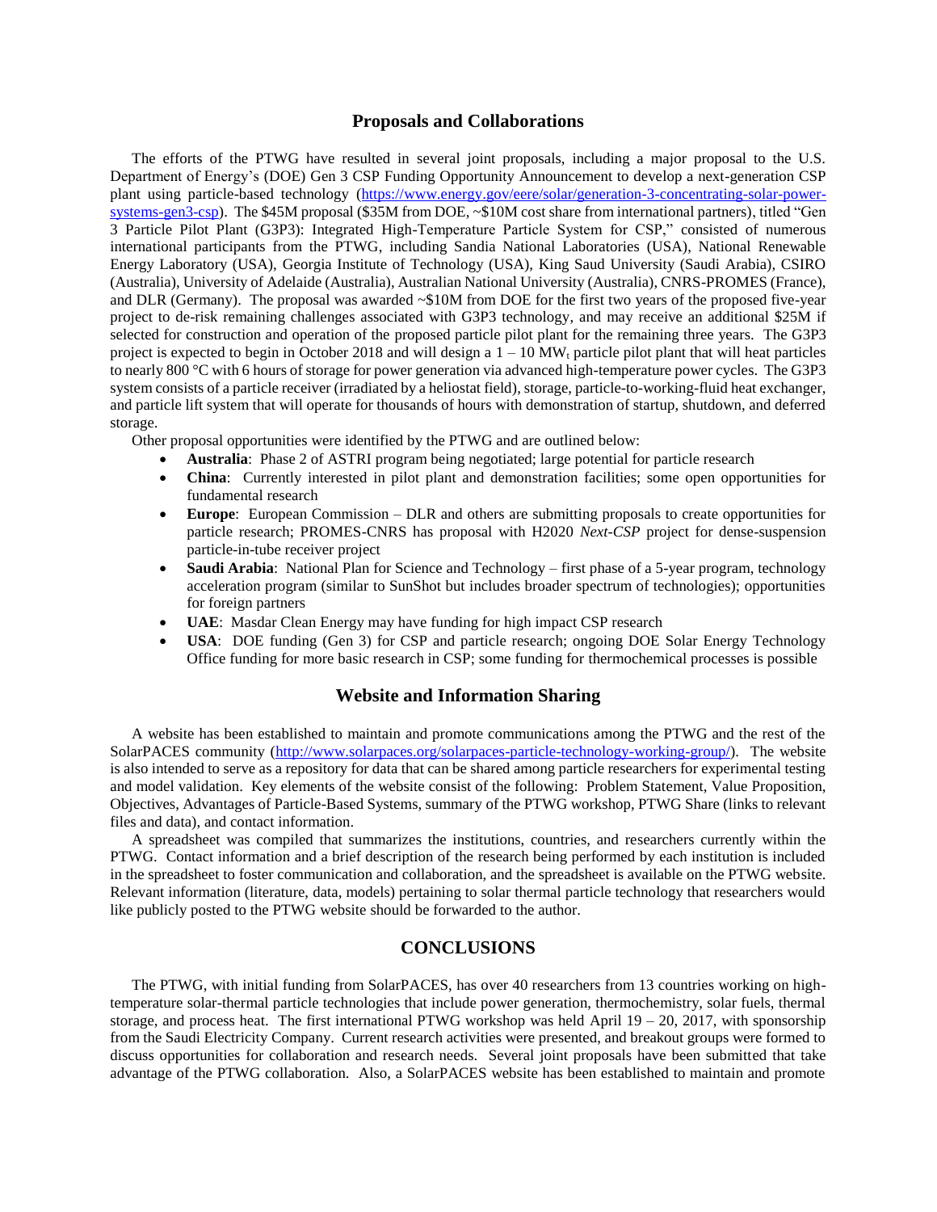## Proposals and Collaborations

The efforts of the PTWG have resulted in several joint proposals, including a major proposal to the U.S. Department of Energy's (DOE) Gen 3 CSP Funding Opportunity Announcement to develop a next-generation CSP plant using particle-based technology (https://www.energy.gov/eere/solar/generation-3-concentrating-solar-power-systems-gen3-csp). The $45M proposal ($35M from DOE, ~$10M cost share from international partners), titled "Gen 3 Particle Pilot Plant (G3P3): Integrated High-Temperature Particle System for CSP," consisted of numerous international participants from the PTWG, including Sandia National Laboratories (USA), National Renewable Energy Laboratory (USA), Georgia Institute of Technology (USA), King Saud University (Saudi Arabia), CSIRO (Australia), University of Adelaide (Australia), Australian National University (Australia), CNRS-PROMES (France), and DLR (Germany). The proposal was awarded ~$10M from DOE for the first two years of the proposed five-year project to de-risk remaining challenges associated with G3P3 technology, and may receive an additional $25M if selected for construction and operation of the proposed particle pilot plant for the remaining three years. The G3P3 project is expected to begin in October 2018 and will design a 1 – 10 $MW_t$ particle pilot plant that will heat particles to nearly 800 °C with 6 hours of storage for power generation via advanced high-temperature power cycles. The G3P3 system consists of a particle receiver (irradiated by a heliostat field), storage, particle-to-working-fluid heat exchanger, and particle lift system that will operate for thousands of hours with demonstration of startup, shutdown, and deferred storage.

Other proposal opportunities were identified by the PTWG and are outlined below:

- **Australia**: Phase 2 of ASTRI program being negotiated; large potential for particle research
- **China**: Currently interested in pilot plant and demonstration facilities; some open opportunities for fundamental research
- **Europe**: European Commission – DLR and others are submitting proposals to create opportunities for particle research; PROMES-CNRS has proposal with H2020 *Next-CSP* project for dense-suspension particle-in-tube receiver project
- **Saudi Arabia**: National Plan for Science and Technology – first phase of a 5-year program, technology acceleration program (similar to SunShot but includes broader spectrum of technologies); opportunities for foreign partners
- **UAE**: Masdar Clean Energy may have funding for high impact CSP research
- **USA**: DOE funding (Gen 3) for CSP and particle research; ongoing DOE Solar Energy Technology Office funding for more basic research in CSP; some funding for thermochemical processes is possible

## Website and Information Sharing

A website has been established to maintain and promote communications among the PTWG and the rest of the SolarPACES community (http://www.solarpaces.org/solarpaces-particle-technology-working-group/). The website is also intended to serve as a repository for data that can be shared among particle researchers for experimental testing and model validation. Key elements of the website consist of the following: Problem Statement, Value Proposition, Objectives, Advantages of Particle-Based Systems, summary of the PTWG workshop, PTWG Share (links to relevant files and data), and contact information.

A spreadsheet was compiled that summarizes the institutions, countries, and researchers currently within the PTWG. Contact information and a brief description of the research being performed by each institution is included in the spreadsheet to foster communication and collaboration, and the spreadsheet is available on the PTWG website. Relevant information (literature, data, models) pertaining to solar thermal particle technology that researchers would like publicly posted to the PTWG website should be forwarded to the author.

## CONCLUSIONS

The PTWG, with initial funding from SolarPACES, has over 40 researchers from 13 countries working on high-temperature solar-thermal particle technologies that include power generation, thermochemistry, solar fuels, thermal storage, and process heat. The first international PTWG workshop was held April 19 – 20, 2017, with sponsorship from the Saudi Electricity Company. Current research activities were presented, and breakout groups were formed to discuss opportunities for collaboration and research needs. Several joint proposals have been submitted that take advantage of the PTWG collaboration. Also, a SolarPACES website has been established to maintain and promote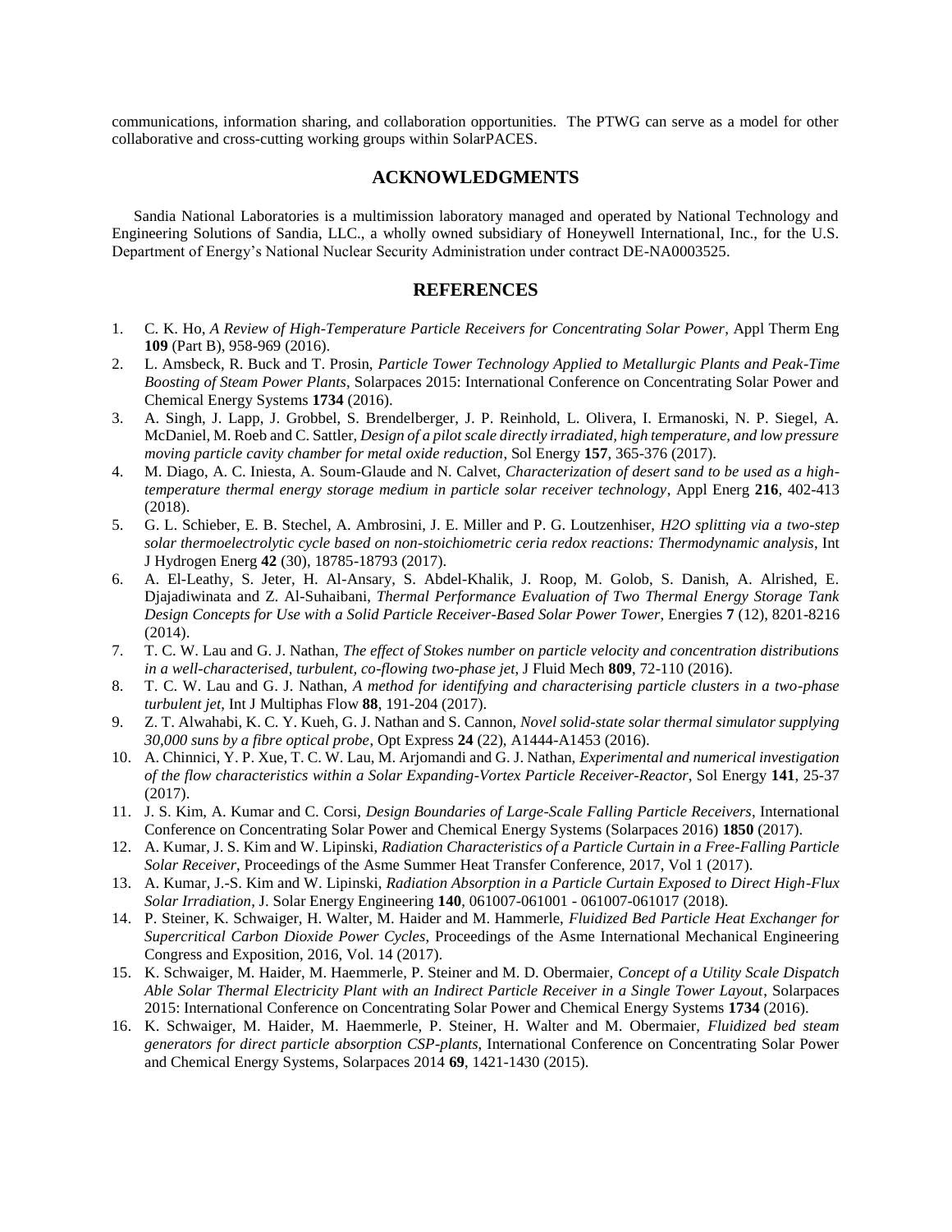communications, information sharing, and collaboration opportunities. The PTWG can serve as a model for other collaborative and cross-cutting working groups within SolarPACES.

## ACKNOWLEDGMENTS

Sandia National Laboratories is a multimission laboratory managed and operated by National Technology and Engineering Solutions of Sandia, LLC., a wholly owned subsidiary of Honeywell International, Inc., for the U.S. Department of Energy's National Nuclear Security Administration under contract DE-NA0003525.

## REFERENCES

1. C. K. Ho, *A Review of High-Temperature Particle Receivers for Concentrating Solar Power*, Appl Therm Eng **109** (Part B), 958-969 (2016).
2. L. Amsbeck, R. Buck and T. Prosin, *Particle Tower Technology Applied to Metallurgic Plants and Peak-Time Boosting of Steam Power Plants*, Solarpaces 2015: International Conference on Concentrating Solar Power and Chemical Energy Systems **1734** (2016).
3. A. Singh, J. Lapp, J. Grobbel, S. Brendelberger, J. P. Reinhold, L. Olivera, I. Ermanoski, N. P. Siegel, A. McDaniel, M. Roeb and C. Sattler, *Design of a pilot scale directly irradiated, high temperature, and low pressure moving particle cavity chamber for metal oxide reduction*, Sol Energy **157**, 365-376 (2017).
4. M. Diago, A. C. Iniesta, A. Soum-Glaude and N. Calvet, *Characterization of desert sand to be used as a high-temperature thermal energy storage medium in particle solar receiver technology*, Appl Energ **216**, 402-413 (2018).
5. G. L. Schieber, E. B. Stechel, A. Ambrosini, J. E. Miller and P. G. Loutzenhiser, *H2O splitting via a two-step solar thermoelectrolytic cycle based on non-stoichiometric ceria redox reactions: Thermodynamic analysis*, Int J Hydrogen Energ **42** (30), 18785-18793 (2017).
6. A. El-Leathy, S. Jeter, H. Al-Ansary, S. Abdel-Khalik, J. Roop, M. Golob, S. Danish, A. Alrished, E. Djajadiwinata and Z. Al-Suhaibani, *Thermal Performance Evaluation of Two Thermal Energy Storage Tank Design Concepts for Use with a Solid Particle Receiver-Based Solar Power Tower*, Energies **7** (12), 8201-8216 (2014).
7. T. C. W. Lau and G. J. Nathan, *The effect of Stokes number on particle velocity and concentration distributions in a well-characterised, turbulent, co-flowing two-phase jet*, J Fluid Mech **809**, 72-110 (2016).
8. T. C. W. Lau and G. J. Nathan, *A method for identifying and characterising particle clusters in a two-phase turbulent jet*, Int J Multiphas Flow **88**, 191-204 (2017).
9. Z. T. Alwahabi, K. C. Y. Kueh, G. J. Nathan and S. Cannon, *Novel solid-state solar thermal simulator supplying 30,000 suns by a fibre optical probe*, Opt Express **24** (22), A1444-A1453 (2016).
10. A. Chinnici, Y. P. Xue, T. C. W. Lau, M. Arjomandi and G. J. Nathan, *Experimental and numerical investigation of the flow characteristics within a Solar Expanding-Vortex Particle Receiver-Reactor*, Sol Energy **141**, 25-37 (2017).
11. J. S. Kim, A. Kumar and C. Corsi, *Design Boundaries of Large-Scale Falling Particle Receivers*, International Conference on Concentrating Solar Power and Chemical Energy Systems (Solarpaces 2016) **1850** (2017).
12. A. Kumar, J. S. Kim and W. Lipinski, *Radiation Characteristics of a Particle Curtain in a Free-Falling Particle Solar Receiver*, Proceedings of the Asme Summer Heat Transfer Conference, 2017, Vol 1 (2017).
13. A. Kumar, J.-S. Kim and W. Lipinski, *Radiation Absorption in a Particle Curtain Exposed to Direct High-Flux Solar Irradiation*, J. Solar Energy Engineering **140**, 061007-061001 - 061007-061017 (2018).
14. P. Steiner, K. Schwaiger, H. Walter, M. Haider and M. Hammerle, *Fluidized Bed Particle Heat Exchanger for Supercritical Carbon Dioxide Power Cycles*, Proceedings of the Asme International Mechanical Engineering Congress and Exposition, 2016, Vol. 14 (2017).
15. K. Schwaiger, M. Haider, M. Haemmerle, P. Steiner and M. D. Obermaier, *Concept of a Utility Scale Dispatch Able Solar Thermal Electricity Plant with an Indirect Particle Receiver in a Single Tower Layout*, Solarpaces 2015: International Conference on Concentrating Solar Power and Chemical Energy Systems **1734** (2016).
16. K. Schwaiger, M. Haider, M. Haemmerle, P. Steiner, H. Walter and M. Obermaier, *Fluidized bed steam generators for direct particle absorption CSP-plants*, International Conference on Concentrating Solar Power and Chemical Energy Systems, Solarpaces 2014 **69**, 1421-1430 (2015).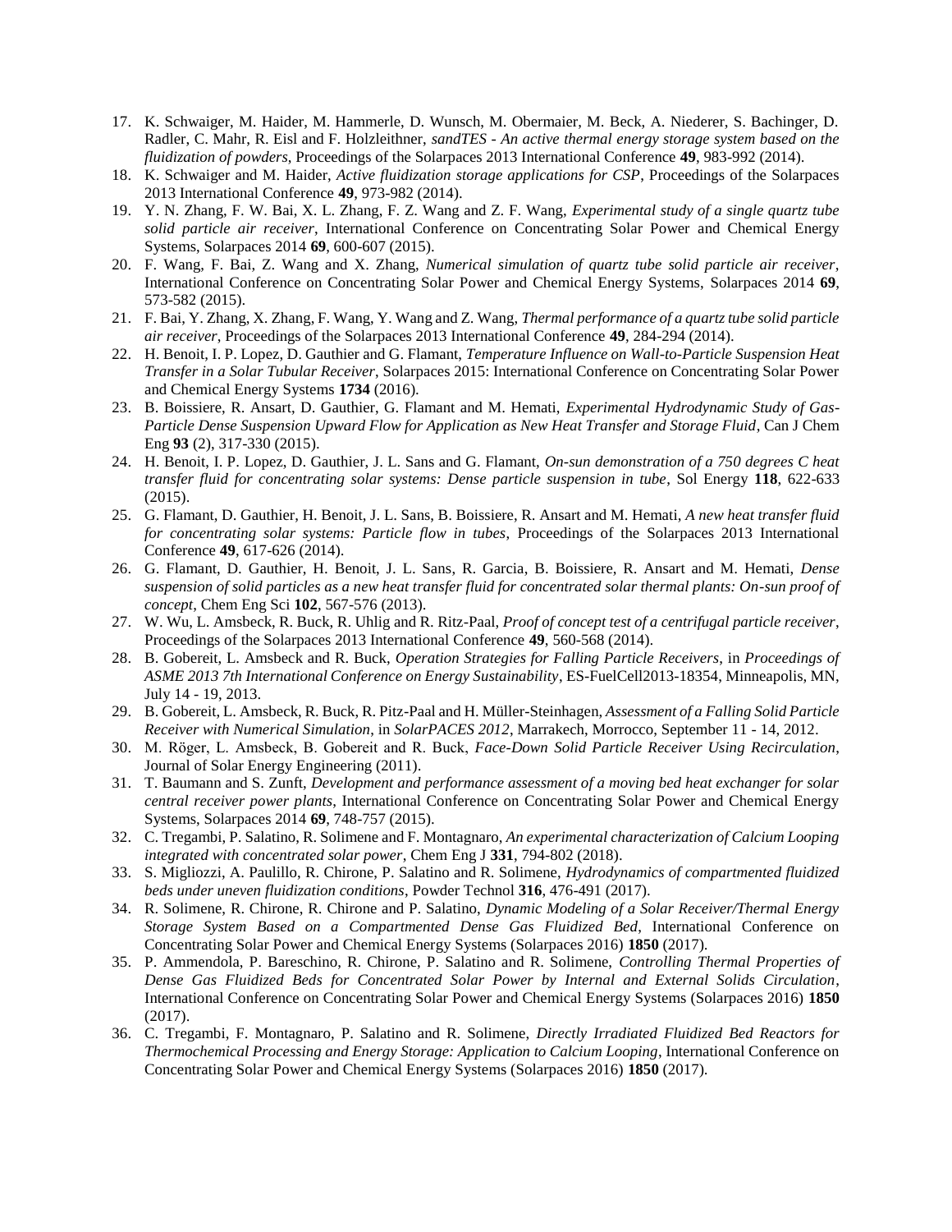17. K. Schwaiger, M. Haider, M. Hammerle, D. Wunsch, M. Obermaier, M. Beck, A. Niederer, S. Bachinger, D. Radler, C. Mahr, R. Eisl and F. Holzleithner, *sandTES - An active thermal energy storage system based on the fluidization of powders*, Proceedings of the Solarpaces 2013 International Conference **49**, 983-992 (2014).
18. K. Schwaiger and M. Haider, *Active fluidization storage applications for CSP*, Proceedings of the Solarpaces 2013 International Conference **49**, 973-982 (2014).
19. Y. N. Zhang, F. W. Bai, X. L. Zhang, F. Z. Wang and Z. F. Wang, *Experimental study of a single quartz tube solid particle air receiver*, International Conference on Concentrating Solar Power and Chemical Energy Systems, Solarpaces 2014 **69**, 600-607 (2015).
20. F. Wang, F. Bai, Z. Wang and X. Zhang, *Numerical simulation of quartz tube solid particle air receiver*, International Conference on Concentrating Solar Power and Chemical Energy Systems, Solarpaces 2014 **69**, 573-582 (2015).
21. F. Bai, Y. Zhang, X. Zhang, F. Wang, Y. Wang and Z. Wang, *Thermal performance of a quartz tube solid particle air receiver*, Proceedings of the Solarpaces 2013 International Conference **49**, 284-294 (2014).
22. H. Benoit, I. P. Lopez, D. Gauthier and G. Flamant, *Temperature Influence on Wall-to-Particle Suspension Heat Transfer in a Solar Tubular Receiver*, Solarpaces 2015: International Conference on Concentrating Solar Power and Chemical Energy Systems **1734** (2016).
23. B. Boissiere, R. Ansart, D. Gauthier, G. Flamant and M. Hemati, *Experimental Hydrodynamic Study of Gas-Particle Dense Suspension Upward Flow for Application as New Heat Transfer and Storage Fluid*, Can J Chem Eng **93** (2), 317-330 (2015).
24. H. Benoit, I. P. Lopez, D. Gauthier, J. L. Sans and G. Flamant, *On-sun demonstration of a 750 degrees C heat transfer fluid for concentrating solar systems: Dense particle suspension in tube*, Sol Energy **118**, 622-633 (2015).
25. G. Flamant, D. Gauthier, H. Benoit, J. L. Sans, B. Boissiere, R. Ansart and M. Hemati, *A new heat transfer fluid for concentrating solar systems: Particle flow in tubes*, Proceedings of the Solarpaces 2013 International Conference **49**, 617-626 (2014).
26. G. Flamant, D. Gauthier, H. Benoit, J. L. Sans, R. Garcia, B. Boissiere, R. Ansart and M. Hemati, *Dense suspension of solid particles as a new heat transfer fluid for concentrated solar thermal plants: On-sun proof of concept*, Chem Eng Sci **102**, 567-576 (2013).
27. W. Wu, L. Amsbeck, R. Buck, R. Uhlig and R. Ritz-Paal, *Proof of concept test of a centrifugal particle receiver*, Proceedings of the Solarpaces 2013 International Conference **49**, 560-568 (2014).
28. B. Gobereit, L. Amsbeck and R. Buck, *Operation Strategies for Falling Particle Receivers*, in *Proceedings of ASME 2013 7th International Conference on Energy Sustainability*, ES-FuelCell2013-18354, Minneapolis, MN, July 14 - 19, 2013.
29. B. Gobereit, L. Amsbeck, R. Buck, R. Pitz-Paal and H. Müller-Steinhagen, *Assessment of a Falling Solid Particle Receiver with Numerical Simulation*, in *SolarPACES 2012*, Marrakech, Morrocco, September 11 - 14, 2012.
30. M. Röger, L. Amsbeck, B. Gobereit and R. Buck, *Face-Down Solid Particle Receiver Using Recirculation*, Journal of Solar Energy Engineering (2011).
31. T. Baumann and S. Zunft, *Development and performance assessment of a moving bed heat exchanger for solar central receiver power plants*, International Conference on Concentrating Solar Power and Chemical Energy Systems, Solarpaces 2014 **69**, 748-757 (2015).
32. C. Tregambi, P. Salatino, R. Solimene and F. Montagnaro, *An experimental characterization of Calcium Looping integrated with concentrated solar power*, Chem Eng J **331**, 794-802 (2018).
33. S. Migliozzi, A. Paulillo, R. Chirone, P. Salatino and R. Solimene, *Hydrodynamics of compartmented fluidized beds under uneven fluidization conditions*, Powder Technol **316**, 476-491 (2017).
34. R. Solimene, R. Chirone, R. Chirone and P. Salatino, *Dynamic Modeling of a Solar Receiver/Thermal Energy Storage System Based on a Compartmented Dense Gas Fluidized Bed*, International Conference on Concentrating Solar Power and Chemical Energy Systems (Solarpaces 2016) **1850** (2017).
35. P. Ammendola, P. Bareschino, R. Chirone, P. Salatino and R. Solimene, *Controlling Thermal Properties of Dense Gas Fluidized Beds for Concentrated Solar Power by Internal and External Solids Circulation*, International Conference on Concentrating Solar Power and Chemical Energy Systems (Solarpaces 2016) **1850** (2017).
36. C. Tregambi, F. Montagnaro, P. Salatino and R. Solimene, *Directly Irradiated Fluidized Bed Reactors for Thermochemical Processing and Energy Storage: Application to Calcium Looping*, International Conference on Concentrating Solar Power and Chemical Energy Systems (Solarpaces 2016) **1850** (2017).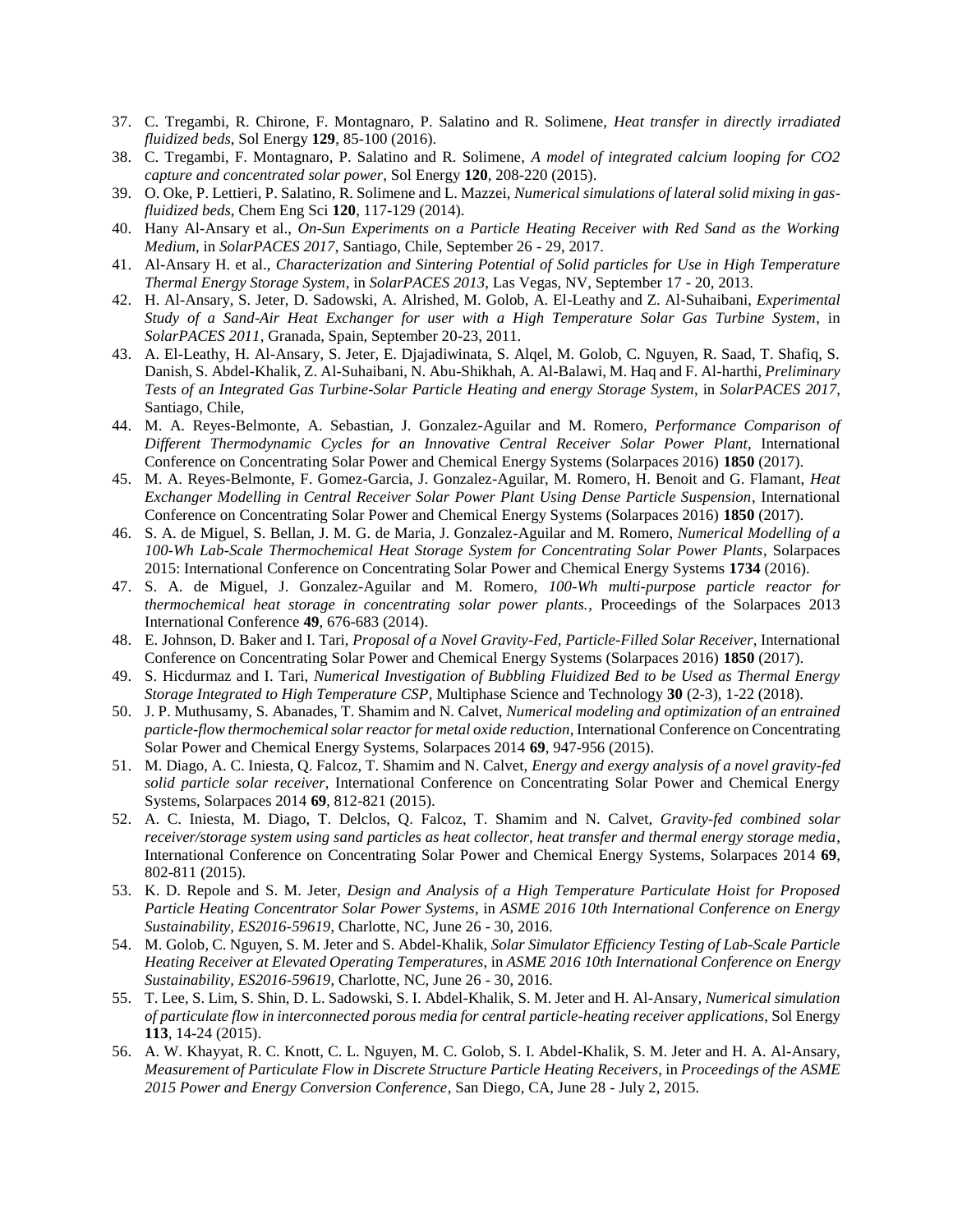37. C. Tregambi, R. Chirone, F. Montagnaro, P. Salatino and R. Solimene, *Heat transfer in directly irradiated fluidized beds*, Sol Energy **129**, 85-100 (2016).
38. C. Tregambi, F. Montagnaro, P. Salatino and R. Solimene, *A model of integrated calcium looping for CO2 capture and concentrated solar power*, Sol Energy **120**, 208-220 (2015).
39. O. Oke, P. Lettieri, P. Salatino, R. Solimene and L. Mazzei, *Numerical simulations of lateral solid mixing in gas-fluidized beds*, Chem Eng Sci **120**, 117-129 (2014).
40. Hany Al-Ansary et al., *On-Sun Experiments on a Particle Heating Receiver with Red Sand as the Working Medium*, in *SolarPACES 2017*, Santiago, Chile, September 26 - 29, 2017.
41. Al-Ansary H. et al., *Characterization and Sintering Potential of Solid particles for Use in High Temperature Thermal Energy Storage System*, in *SolarPACES 2013*, Las Vegas, NV, September 17 - 20, 2013.
42. H. Al-Ansary, S. Jeter, D. Sadowski, A. Alrished, M. Golob, A. El-Leathy and Z. Al-Suhaibani, *Experimental Study of a Sand-Air Heat Exchanger for user with a High Temperature Solar Gas Turbine System*, in *SolarPACES 2011*, Granada, Spain, September 20-23, 2011.
43. A. El-Leathy, H. Al-Ansary, S. Jeter, E. Djajadiwinata, S. Alqel, M. Golob, C. Nguyen, R. Saad, T. Shafiq, S. Danish, S. Abdel-Khalik, Z. Al-Suhaibani, N. Abu-Shikhah, A. Al-Balawi, M. Haq and F. Al-harthi, *Preliminary Tests of an Integrated Gas Turbine-Solar Particle Heating and energy Storage System*, in *SolarPACES 2017*, Santiago, Chile,
44. M. A. Reyes-Belmonte, A. Sebastian, J. Gonzalez-Aguilar and M. Romero, *Performance Comparison of Different Thermodynamic Cycles for an Innovative Central Receiver Solar Power Plant*, International Conference on Concentrating Solar Power and Chemical Energy Systems (Solarpaces 2016) **1850** (2017).
45. M. A. Reyes-Belmonte, F. Gomez-Garcia, J. Gonzalez-Aguilar, M. Romero, H. Benoit and G. Flamant, *Heat Exchanger Modelling in Central Receiver Solar Power Plant Using Dense Particle Suspension*, International Conference on Concentrating Solar Power and Chemical Energy Systems (Solarpaces 2016) **1850** (2017).
46. S. A. de Miguel, S. Bellan, J. M. G. de Maria, J. Gonzalez-Aguilar and M. Romero, *Numerical Modelling of a 100-Wh Lab-Scale Thermochemical Heat Storage System for Concentrating Solar Power Plants*, Solarpaces 2015: International Conference on Concentrating Solar Power and Chemical Energy Systems **1734** (2016).
47. S. A. de Miguel, J. Gonzalez-Aguilar and M. Romero, *100-Wh multi-purpose particle reactor for thermochemical heat storage in concentrating solar power plants.*, Proceedings of the Solarpaces 2013 International Conference **49**, 676-683 (2014).
48. E. Johnson, D. Baker and I. Tari, *Proposal of a Novel Gravity-Fed, Particle-Filled Solar Receiver*, International Conference on Concentrating Solar Power and Chemical Energy Systems (Solarpaces 2016) **1850** (2017).
49. S. Hicdurmaz and I. Tari, *Numerical Investigation of Bubbling Fluidized Bed to be Used as Thermal Energy Storage Integrated to High Temperature CSP*, Multiphase Science and Technology **30** (2-3), 1-22 (2018).
50. J. P. Muthusamy, S. Abanades, T. Shamim and N. Calvet, *Numerical modeling and optimization of an entrained particle-flow thermochemical solar reactor for metal oxide reduction*, International Conference on Concentrating Solar Power and Chemical Energy Systems, Solarpaces 2014 **69**, 947-956 (2015).
51. M. Diago, A. C. Iniesta, Q. Falcoz, T. Shamim and N. Calvet, *Energy and exergy analysis of a novel gravity-fed solid particle solar receiver*, International Conference on Concentrating Solar Power and Chemical Energy Systems, Solarpaces 2014 **69**, 812-821 (2015).
52. A. C. Iniesta, M. Diago, T. Delclos, Q. Falcoz, T. Shamim and N. Calvet, *Gravity-fed combined solar receiver/storage system using sand particles as heat collector, heat transfer and thermal energy storage media*, International Conference on Concentrating Solar Power and Chemical Energy Systems, Solarpaces 2014 **69**, 802-811 (2015).
53. K. D. Repole and S. M. Jeter, *Design and Analysis of a High Temperature Particulate Hoist for Proposed Particle Heating Concentrator Solar Power Systems*, in *ASME 2016 10th International Conference on Energy Sustainability, ES2016-59619*, Charlotte, NC, June 26 - 30, 2016.
54. M. Golob, C. Nguyen, S. M. Jeter and S. Abdel-Khalik, *Solar Simulator Efficiency Testing of Lab-Scale Particle Heating Receiver at Elevated Operating Temperatures*, in *ASME 2016 10th International Conference on Energy Sustainability, ES2016-59619*, Charlotte, NC, June 26 - 30, 2016.
55. T. Lee, S. Lim, S. Shin, D. L. Sadowski, S. I. Abdel-Khalik, S. M. Jeter and H. Al-Ansary, *Numerical simulation of particulate flow in interconnected porous media for central particle-heating receiver applications*, Sol Energy **113**, 14-24 (2015).
56. A. W. Khayyat, R. C. Knott, C. L. Nguyen, M. C. Golob, S. I. Abdel-Khalik, S. M. Jeter and H. A. Al-Ansary, *Measurement of Particulate Flow in Discrete Structure Particle Heating Receivers*, in *Proceedings of the ASME 2015 Power and Energy Conversion Conference*, San Diego, CA, June 28 - July 2, 2015.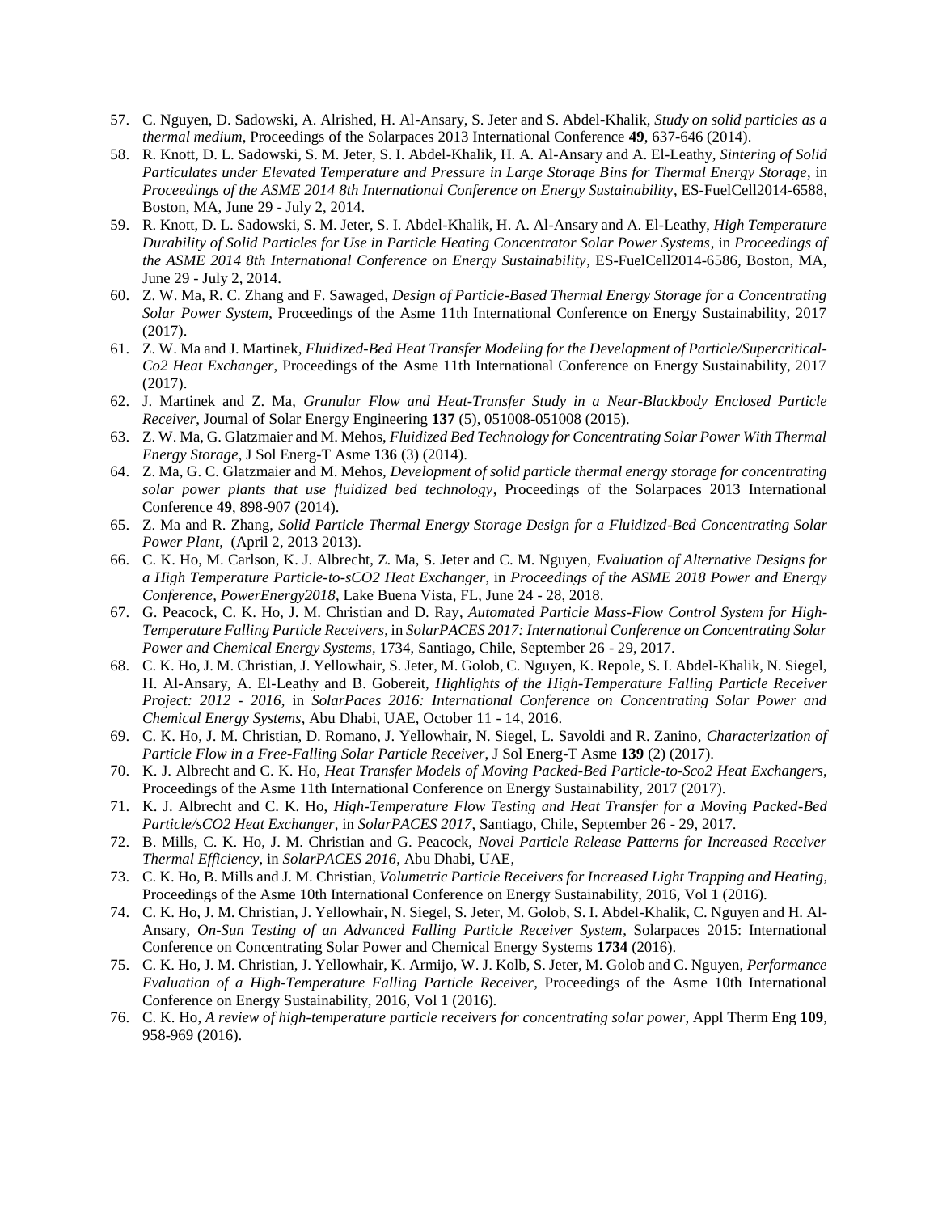57. C. Nguyen, D. Sadowski, A. Alrished, H. Al-Ansary, S. Jeter and S. Abdel-Khalik, *Study on solid particles as a thermal medium*, Proceedings of the Solarpaces 2013 International Conference **49**, 637-646 (2014).
58. R. Knott, D. L. Sadowski, S. M. Jeter, S. I. Abdel-Khalik, H. A. Al-Ansary and A. El-Leathy, *Sintering of Solid Particulates under Elevated Temperature and Pressure in Large Storage Bins for Thermal Energy Storage*, in *Proceedings of the ASME 2014 8th International Conference on Energy Sustainability*, ES-FuelCell2014-6588, Boston, MA, June 29 - July 2, 2014.
59. R. Knott, D. L. Sadowski, S. M. Jeter, S. I. Abdel-Khalik, H. A. Al-Ansary and A. El-Leathy, *High Temperature Durability of Solid Particles for Use in Particle Heating Concentrator Solar Power Systems*, in *Proceedings of the ASME 2014 8th International Conference on Energy Sustainability*, ES-FuelCell2014-6586, Boston, MA, June 29 - July 2, 2014.
60. Z. W. Ma, R. C. Zhang and F. Sawaged, *Design of Particle-Based Thermal Energy Storage for a Concentrating Solar Power System*, Proceedings of the Asme 11th International Conference on Energy Sustainability, 2017 (2017).
61. Z. W. Ma and J. Martinek, *Fluidized-Bed Heat Transfer Modeling for the Development of Particle/Supercritical-Co2 Heat Exchanger*, Proceedings of the Asme 11th International Conference on Energy Sustainability, 2017 (2017).
62. J. Martinek and Z. Ma, *Granular Flow and Heat-Transfer Study in a Near-Blackbody Enclosed Particle Receiver*, Journal of Solar Energy Engineering **137** (5), 051008-051008 (2015).
63. Z. W. Ma, G. Glatzmaier and M. Mehos, *Fluidized Bed Technology for Concentrating Solar Power With Thermal Energy Storage*, J Sol Energ-T Asme **136** (3) (2014).
64. Z. Ma, G. C. Glatzmaier and M. Mehos, *Development of solid particle thermal energy storage for concentrating solar power plants that use fluidized bed technology*, Proceedings of the Solarpaces 2013 International Conference **49**, 898-907 (2014).
65. Z. Ma and R. Zhang, *Solid Particle Thermal Energy Storage Design for a Fluidized-Bed Concentrating Solar Power Plant*, (April 2, 2013 2013).
66. C. K. Ho, M. Carlson, K. J. Albrecht, Z. Ma, S. Jeter and C. M. Nguyen, *Evaluation of Alternative Designs for a High Temperature Particle-to-sCO2 Heat Exchanger*, in *Proceedings of the ASME 2018 Power and Energy Conference, PowerEnergy2018*, Lake Buena Vista, FL, June 24 - 28, 2018.
67. G. Peacock, C. K. Ho, J. M. Christian and D. Ray, *Automated Particle Mass-Flow Control System for High-Temperature Falling Particle Receivers*, in *SolarPACES 2017: International Conference on Concentrating Solar Power and Chemical Energy Systems*, 1734, Santiago, Chile, September 26 - 29, 2017.
68. C. K. Ho, J. M. Christian, J. Yellowhair, S. Jeter, M. Golob, C. Nguyen, K. Repole, S. I. Abdel-Khalik, N. Siegel, H. Al-Ansary, A. El-Leathy and B. Gobereit, *Highlights of the High-Temperature Falling Particle Receiver Project: 2012 - 2016*, in *SolarPaces 2016: International Conference on Concentrating Solar Power and Chemical Energy Systems*, Abu Dhabi, UAE, October 11 - 14, 2016.
69. C. K. Ho, J. M. Christian, D. Romano, J. Yellowhair, N. Siegel, L. Savoldi and R. Zanino, *Characterization of Particle Flow in a Free-Falling Solar Particle Receiver*, J Sol Energ-T Asme **139** (2) (2017).
70. K. J. Albrecht and C. K. Ho, *Heat Transfer Models of Moving Packed-Bed Particle-to-Sco2 Heat Exchangers*, Proceedings of the Asme 11th International Conference on Energy Sustainability, 2017 (2017).
71. K. J. Albrecht and C. K. Ho, *High-Temperature Flow Testing and Heat Transfer for a Moving Packed-Bed Particle/sCO2 Heat Exchanger*, in *SolarPACES 2017*, Santiago, Chile, September 26 - 29, 2017.
72. B. Mills, C. K. Ho, J. M. Christian and G. Peacock, *Novel Particle Release Patterns for Increased Receiver Thermal Efficiency*, in *SolarPACES 2016*, Abu Dhabi, UAE,
73. C. K. Ho, B. Mills and J. M. Christian, *Volumetric Particle Receivers for Increased Light Trapping and Heating*, Proceedings of the Asme 10th International Conference on Energy Sustainability, 2016, Vol 1 (2016).
74. C. K. Ho, J. M. Christian, J. Yellowhair, N. Siegel, S. Jeter, M. Golob, S. I. Abdel-Khalik, C. Nguyen and H. Al-Ansary, *On-Sun Testing of an Advanced Falling Particle Receiver System*, Solarpaces 2015: International Conference on Concentrating Solar Power and Chemical Energy Systems **1734** (2016).
75. C. K. Ho, J. M. Christian, J. Yellowhair, K. Armijo, W. J. Kolb, S. Jeter, M. Golob and C. Nguyen, *Performance Evaluation of a High-Temperature Falling Particle Receiver*, Proceedings of the Asme 10th International Conference on Energy Sustainability, 2016, Vol 1 (2016).
76. C. K. Ho, *A review of high-temperature particle receivers for concentrating solar power*, Appl Therm Eng **109**, 958-969 (2016).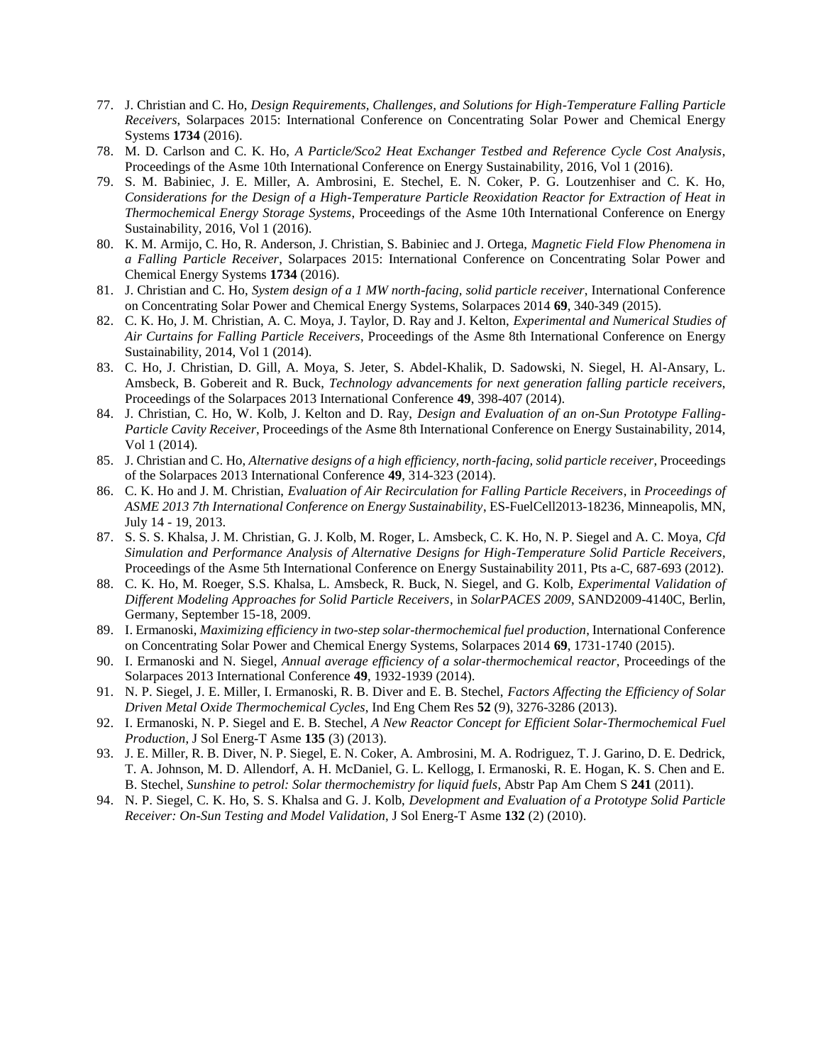77. J. Christian and C. Ho, *Design Requirements, Challenges, and Solutions for High-Temperature Falling Particle Receivers*, Solarpaces 2015: International Conference on Concentrating Solar Power and Chemical Energy Systems **1734** (2016).
78. M. D. Carlson and C. K. Ho, *A Particle/Sco2 Heat Exchanger Testbed and Reference Cycle Cost Analysis*, Proceedings of the Asme 10th International Conference on Energy Sustainability, 2016, Vol 1 (2016).
79. S. M. Babiniec, J. E. Miller, A. Ambrosini, E. Stechel, E. N. Coker, P. G. Loutzenhiser and C. K. Ho, *Considerations for the Design of a High-Temperature Particle Reoxidation Reactor for Extraction of Heat in Thermochemical Energy Storage Systems*, Proceedings of the Asme 10th International Conference on Energy Sustainability, 2016, Vol 1 (2016).
80. K. M. Armijo, C. Ho, R. Anderson, J. Christian, S. Babiniec and J. Ortega, *Magnetic Field Flow Phenomena in a Falling Particle Receiver*, Solarpaces 2015: International Conference on Concentrating Solar Power and Chemical Energy Systems **1734** (2016).
81. J. Christian and C. Ho, *System design of a 1 MW north-facing, solid particle receiver*, International Conference on Concentrating Solar Power and Chemical Energy Systems, Solarpaces 2014 **69**, 340-349 (2015).
82. C. K. Ho, J. M. Christian, A. C. Moya, J. Taylor, D. Ray and J. Kelton, *Experimental and Numerical Studies of Air Curtains for Falling Particle Receivers*, Proceedings of the Asme 8th International Conference on Energy Sustainability, 2014, Vol 1 (2014).
83. C. Ho, J. Christian, D. Gill, A. Moya, S. Jeter, S. Abdel-Khalik, D. Sadowski, N. Siegel, H. Al-Ansary, L. Amsbeck, B. Gobereit and R. Buck, *Technology advancements for next generation falling particle receivers*, Proceedings of the Solarpaces 2013 International Conference **49**, 398-407 (2014).
84. J. Christian, C. Ho, W. Kolb, J. Kelton and D. Ray, *Design and Evaluation of an on-Sun Prototype Falling-Particle Cavity Receiver*, Proceedings of the Asme 8th International Conference on Energy Sustainability, 2014, Vol 1 (2014).
85. J. Christian and C. Ho, *Alternative designs of a high efficiency, north-facing, solid particle receiver*, Proceedings of the Solarpaces 2013 International Conference **49**, 314-323 (2014).
86. C. K. Ho and J. M. Christian, *Evaluation of Air Recirculation for Falling Particle Receivers*, in *Proceedings of ASME 2013 7th International Conference on Energy Sustainability*, ES-FuelCell2013-18236, Minneapolis, MN, July 14 - 19, 2013.
87. S. S. S. Khalsa, J. M. Christian, G. J. Kolb, M. Roger, L. Amsbeck, C. K. Ho, N. P. Siegel and A. C. Moya, *Cfd Simulation and Performance Analysis of Alternative Designs for High-Temperature Solid Particle Receivers*, Proceedings of the Asme 5th International Conference on Energy Sustainability 2011, Pts a-C, 687-693 (2012).
88. C. K. Ho, M. Roeger, S.S. Khalsa, L. Amsbeck, R. Buck, N. Siegel, and G. Kolb, *Experimental Validation of Different Modeling Approaches for Solid Particle Receivers*, in *SolarPACES 2009*, SAND2009-4140C, Berlin, Germany, September 15-18, 2009.
89. I. Ermanoski, *Maximizing efficiency in two-step solar-thermochemical fuel production*, International Conference on Concentrating Solar Power and Chemical Energy Systems, Solarpaces 2014 **69**, 1731-1740 (2015).
90. I. Ermanoski and N. Siegel, *Annual average efficiency of a solar-thermochemical reactor*, Proceedings of the Solarpaces 2013 International Conference **49**, 1932-1939 (2014).
91. N. P. Siegel, J. E. Miller, I. Ermanoski, R. B. Diver and E. B. Stechel, *Factors Affecting the Efficiency of Solar Driven Metal Oxide Thermochemical Cycles*, Ind Eng Chem Res **52** (9), 3276-3286 (2013).
92. I. Ermanoski, N. P. Siegel and E. B. Stechel, *A New Reactor Concept for Efficient Solar-Thermochemical Fuel Production*, J Sol Energ-T Asme **135** (3) (2013).
93. J. E. Miller, R. B. Diver, N. P. Siegel, E. N. Coker, A. Ambrosini, M. A. Rodriguez, T. J. Garino, D. E. Dedrick, T. A. Johnson, M. D. Allendorf, A. H. McDaniel, G. L. Kellogg, I. Ermanoski, R. E. Hogan, K. S. Chen and E. B. Stechel, *Sunshine to petrol: Solar thermochemistry for liquid fuels*, Abstr Pap Am Chem S **241** (2011).
94. N. P. Siegel, C. K. Ho, S. S. Khalsa and G. J. Kolb, *Development and Evaluation of a Prototype Solid Particle Receiver: On-Sun Testing and Model Validation*, J Sol Energ-T Asme **132** (2) (2010).